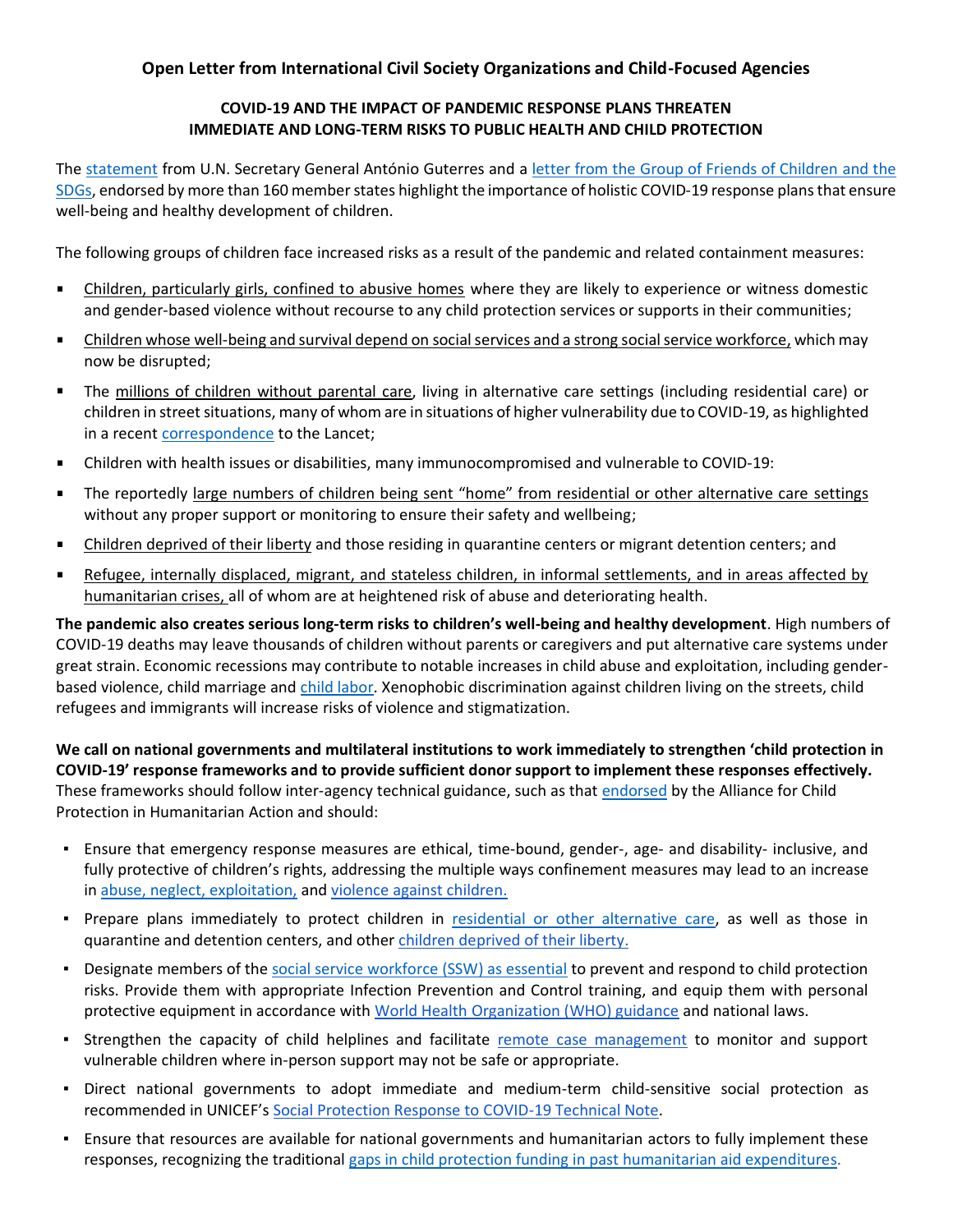**Open Letter from International Civil Society Organizations and Child-Focused Agencies**

**COVID-19 AND THE IMPACT OF PANDEMIC RESPONSE PLANS THREATEN IMMEDIATE AND LONG-TERM RISKS TO PUBLIC HEALTH AND CHILD PROTECTION**

The statement from U.N. Secretary General António Guterres and a letter from the Group of Friends of Children and the SDGs, endorsed by more than 160 member states highlight the importance of holistic COVID-19 response plans that ensure well-being and healthy development of children.

The following groups of children face increased risks as a result of the pandemic and related containment measures:

- Children, particularly girls, confined to abusive homes where they are likely to experience or witness domestic and gender-based violence without recourse to any child protection services or supports in their communities;
- Children whose well-being and survival depend on social services and a strong social service workforce, which may now be disrupted;
- The millions of children without parental care, living in alternative care settings (including residential care) or children in street situations, many of whom are in situations of higher vulnerability due to COVID-19, as highlighted in a recent correspondence to the Lancet;
- Children with health issues or disabilities, many immunocompromised and vulnerable to COVID-19:
- The reportedly large numbers of children being sent "home" from residential or other alternative care settings without any proper support or monitoring to ensure their safety and wellbeing;
- Children deprived of their liberty and those residing in quarantine centers or migrant detention centers; and
- Refugee, internally displaced, migrant, and stateless children, in informal settlements, and in areas affected by humanitarian crises, all of whom are at heightened risk of abuse and deteriorating health.

**The pandemic also creates serious long-term risks to children's well-being and healthy development**. High numbers of COVID-19 deaths may leave thousands of children without parents or caregivers and put alternative care systems under great strain. Economic recessions may contribute to notable increases in child abuse and exploitation, including gender-based violence, child marriage and child labor. Xenophobic discrimination against children living on the streets, child refugees and immigrants will increase risks of violence and stigmatization.

**We call on national governments and multilateral institutions to work immediately to strengthen 'child protection in COVID-19' response frameworks and to provide sufficient donor support to implement these responses effectively.** These frameworks should follow inter-agency technical guidance, such as that endorsed by the Alliance for Child Protection in Humanitarian Action and should:

- Ensure that emergency response measures are ethical, time-bound, gender-, age- and disability- inclusive, and fully protective of children's rights, addressing the multiple ways confinement measures may lead to an increase in abuse, neglect, exploitation, and violence against children.
- Prepare plans immediately to protect children in residential or other alternative care, as well as those in quarantine and detention centers, and other children deprived of their liberty.
- Designate members of the social service workforce (SSW) as essential to prevent and respond to child protection risks. Provide them with appropriate Infection Prevention and Control training, and equip them with personal protective equipment in accordance with World Health Organization (WHO) guidance and national laws.
- Strengthen the capacity of child helplines and facilitate remote case management to monitor and support vulnerable children where in-person support may not be safe or appropriate.
- Direct national governments to adopt immediate and medium-term child-sensitive social protection as recommended in UNICEF's Social Protection Response to COVID-19 Technical Note.
- Ensure that resources are available for national governments and humanitarian actors to fully implement these responses, recognizing the traditional gaps in child protection funding in past humanitarian aid expenditures.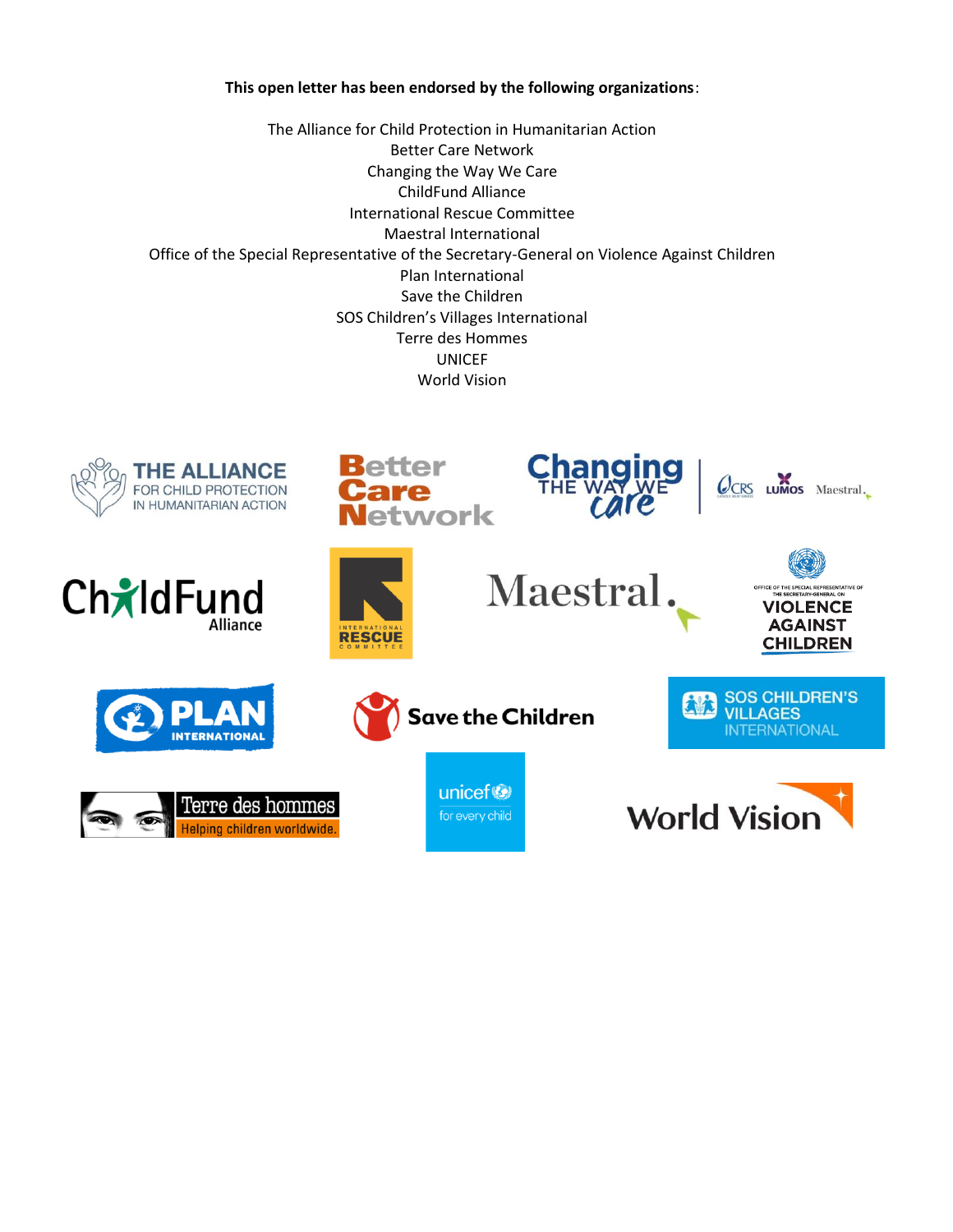**This open letter has been endorsed by the following organizations**:

The Alliance for Child Protection in Humanitarian Action
Better Care Network
Changing the Way We Care
ChildFund Alliance
International Rescue Committee
Maestral International
Office of the Special Representative of the Secretary-General on Violence Against Children
Plan International
Save the Children
SOS Children's Villages International
Terre des Hommes
UNICEF
World Vision